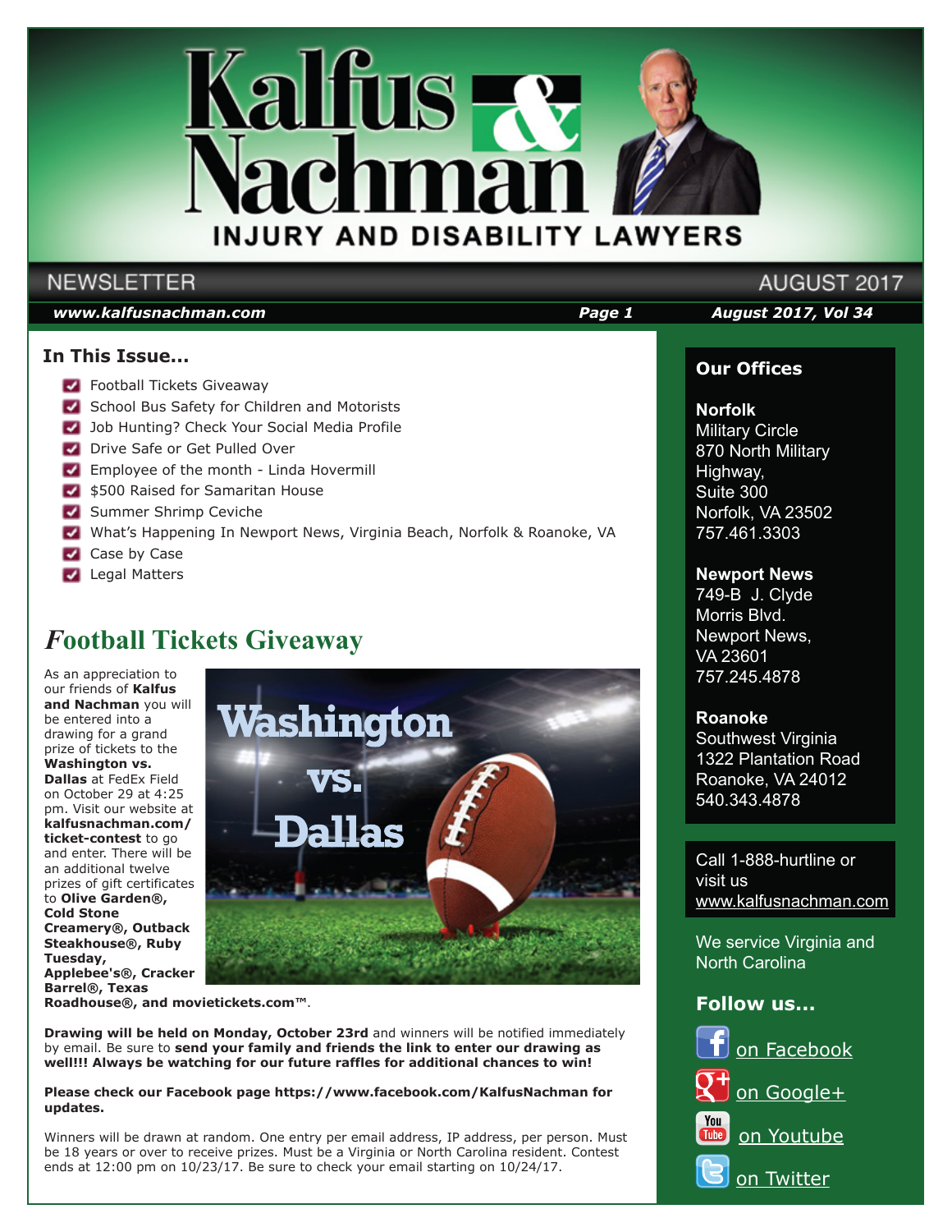# Kalfus & Nachman

## INJURY AND DISABILITY LAWYERS

NEWSLETTER — AUGUST 2017

www.kalfusnachman.com | August 2017, Vol 34

### In This Issue...

- Football Tickets Giveaway
- School Bus Safety for Children and Motorists
- Job Hunting? Check Your Social Media Profile
- Drive Safe or Get Pulled Over
- Employee of the month - Linda Hovermill
- $500 Raised for Samaritan House
- Summer Shrimp Ceviche
- What's Happening In Newport News, Virginia Beach, Norfolk & Roanoke, VA
- Case by Case
- Legal Matters

## Football Tickets Giveaway

As an appreciation to our friends of **Kalfus and Nachman** you will be entered into a drawing for a grand prize of tickets to the **Washington vs. Dallas** at FedEx Field on October 29 at 4:25 pm. Visit our website at **kalfusnachman.com/ticket-contest** to go and enter. There will be an additional twelve prizes of gift certificates to **Olive Garden®, Cold Stone Creamery®, Outback Steakhouse®, Ruby Tuesday, Applebee's®, Cracker Barrel®, Texas Roadhouse®, and movietickets.com™**.

Washington vs. Dallas

**Drawing will be held on Monday, October 23rd** and winners will be notified immediately by email. Be sure to **send your family and friends the link to enter our drawing as well!!! Always be watching for our future raffles for additional chances to win!**

**Please check our Facebook page https://www.facebook.com/KalfusNachman for updates.**

Winners will be drawn at random. One entry per email address, IP address, per person. Must be 18 years or over to receive prizes. Must be a Virginia or North Carolina resident. Contest ends at 12:00 pm on 10/23/17. Be sure to check your email starting on 10/24/17.

### Our Offices

**Norfolk**
Military Circle
870 North Military Highway,
Suite 300
Norfolk, VA 23502
757.461.3303

**Newport News**
749-B J. Clyde Morris Blvd.
Newport News, VA 23601
757.245.4878

**Roanoke**
Southwest Virginia
1322 Plantation Road
Roanoke, VA 24012
540.343.4878

Call 1-888-hurtline or visit us www.kalfusnachman.com

We service Virginia and North Carolina

### Follow us...

- on Facebook
- on Google+
- on Youtube
- on Twitter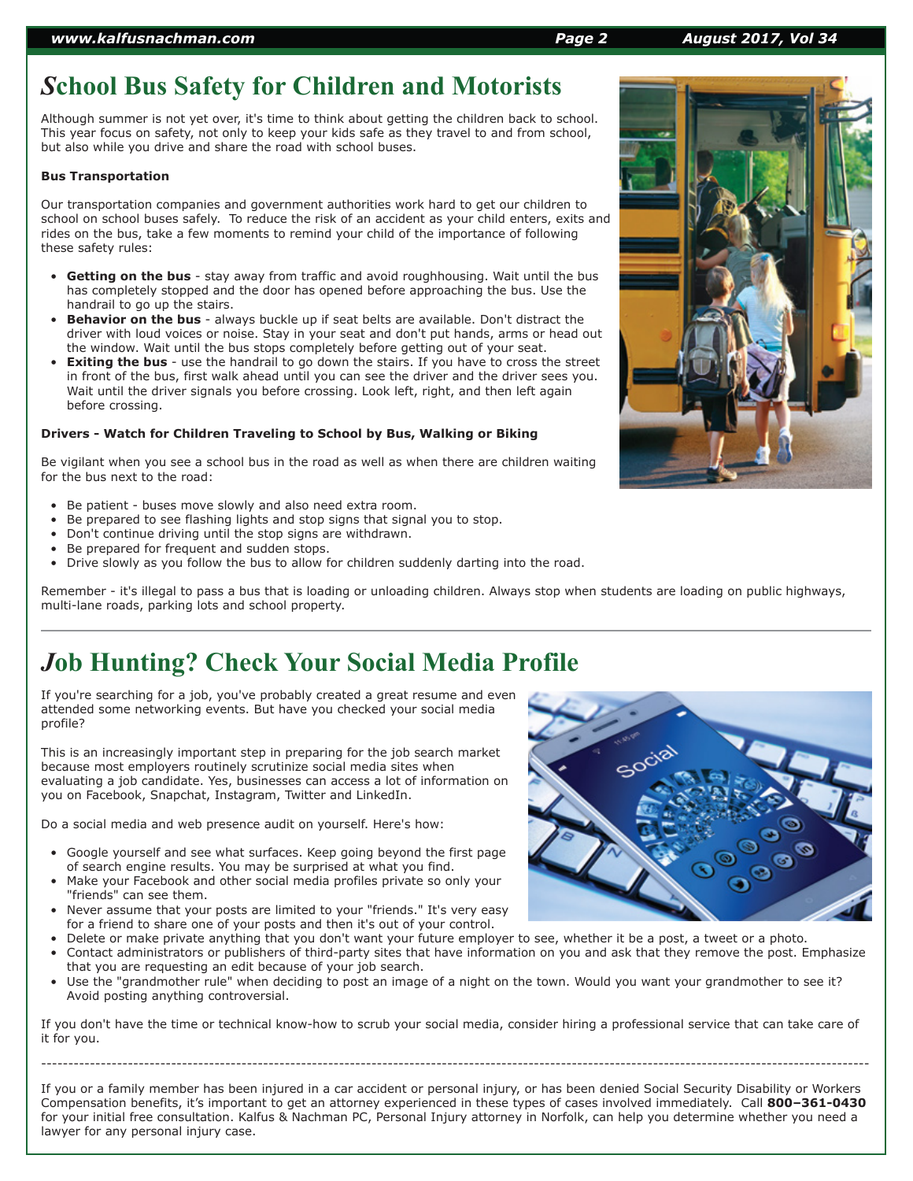# School Bus Safety for Children and Motorists

Although summer is not yet over, it's time to think about getting the children back to school. This year focus on safety, not only to keep your kids safe as they travel to and from school, but also while you drive and share the road with school buses.

**Bus Transportation**

Our transportation companies and government authorities work hard to get our children to school on school buses safely. To reduce the risk of an accident as your child enters, exits and rides on the bus, take a few moments to remind your child of the importance of following these safety rules:

- **Getting on the bus** - stay away from traffic and avoid roughhousing. Wait until the bus has completely stopped and the door has opened before approaching the bus. Use the handrail to go up the stairs.
- **Behavior on the bus** - always buckle up if seat belts are available. Don't distract the driver with loud voices or noise. Stay in your seat and don't put hands, arms or head out the window. Wait until the bus stops completely before getting out of your seat.
- **Exiting the bus** - use the handrail to go down the stairs. If you have to cross the street in front of the bus, first walk ahead until you can see the driver and the driver sees you. Wait until the driver signals you before crossing. Look left, right, and then left again before crossing.

**Drivers - Watch for Children Traveling to School by Bus, Walking or Biking**

Be vigilant when you see a school bus in the road as well as when there are children waiting for the bus next to the road:

- Be patient - buses move slowly and also need extra room.
- Be prepared to see flashing lights and stop signs that signal you to stop.
- Don't continue driving until the stop signs are withdrawn.
- Be prepared for frequent and sudden stops.
- Drive slowly as you follow the bus to allow for children suddenly darting into the road.

Remember - it's illegal to pass a bus that is loading or unloading children. Always stop when students are loading on public highways, multi-lane roads, parking lots and school property.

---

# Job Hunting? Check Your Social Media Profile

If you're searching for a job, you've probably created a great resume and even attended some networking events. But have you checked your social media profile?

This is an increasingly important step in preparing for the job search market because most employers routinely scrutinize social media sites when evaluating a job candidate. Yes, businesses can access a lot of information on you on Facebook, Snapchat, Instagram, Twitter and LinkedIn.

Do a social media and web presence audit on yourself. Here's how:

- Google yourself and see what surfaces. Keep going beyond the first page of search engine results. You may be surprised at what you find.
- Make your Facebook and other social media profiles private so only your "friends" can see them.
- Never assume that your posts are limited to your "friends." It's very easy for a friend to share one of your posts and then it's out of your control.
- Delete or make private anything that you don't want your future employer to see, whether it be a post, a tweet or a photo.
- Contact administrators or publishers of third-party sites that have information on you and ask that they remove the post. Emphasize that you are requesting an edit because of your job search.
- Use the "grandmother rule" when deciding to post an image of a night on the town. Would you want your grandmother to see it? Avoid posting anything controversial.

If you don't have the time or technical know-how to scrub your social media, consider hiring a professional service that can take care of it for you.

---

If you or a family member has been injured in a car accident or personal injury, or has been denied Social Security Disability or Workers Compensation benefits, it's important to get an attorney experienced in these types of cases involved immediately. Call **800–361-0430** for your initial free consultation. Kalfus & Nachman PC, Personal Injury attorney in Norfolk, can help you determine whether you need a lawyer for any personal injury case.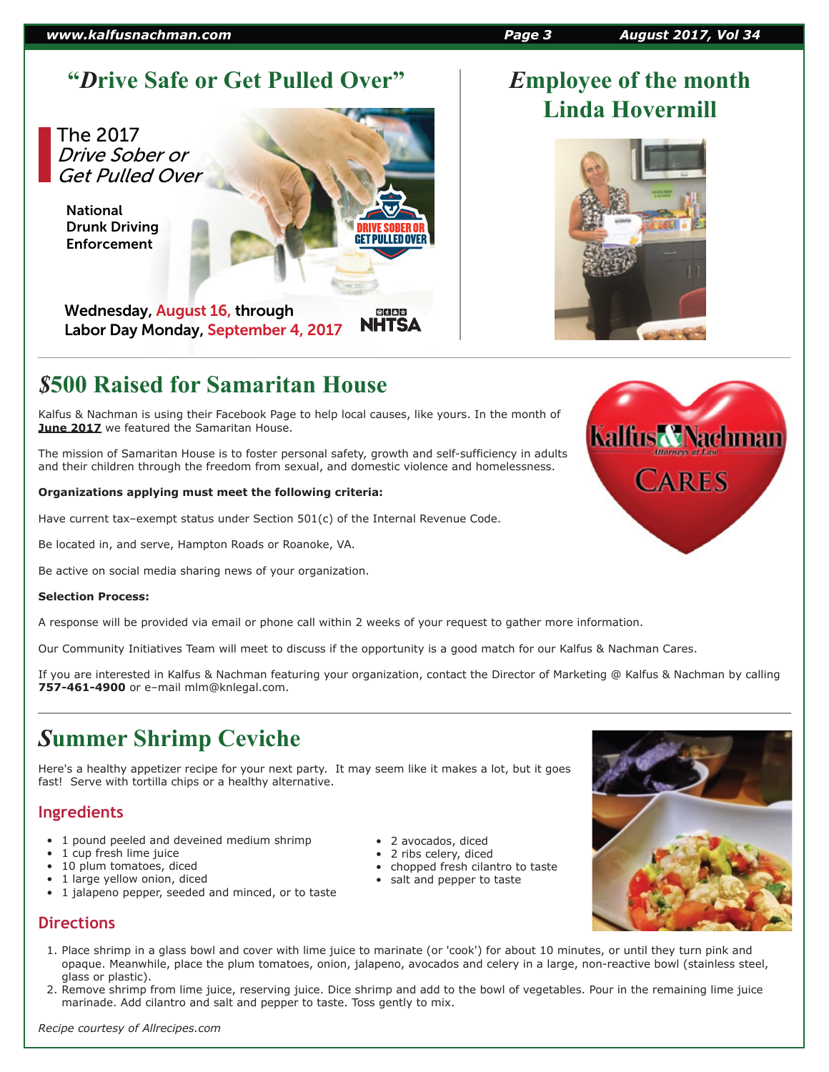## "Drive Safe or Get Pulled Over"

The 2017 *Drive Sober or Get Pulled Over*

National Drunk Driving Enforcement

Wednesday, August 16, through Labor Day Monday, September 4, 2017

NHTSA

## Employee of the month Linda Hovermill

## $500 Raised for Samaritan House

Kalfus & Nachman is using their Facebook Page to help local causes, like yours. In the month of **June 2017** we featured the Samaritan House.

The mission of Samaritan House is to foster personal safety, growth and self-sufficiency in adults and their children through the freedom from sexual, and domestic violence and homelessness.

**Organizations applying must meet the following criteria:**

Have current tax–exempt status under Section 501(c) of the Internal Revenue Code.

Be located in, and serve, Hampton Roads or Roanoke, VA.

Be active on social media sharing news of your organization.

**Selection Process:**

A response will be provided via email or phone call within 2 weeks of your request to gather more information.

Our Community Initiatives Team will meet to discuss if the opportunity is a good match for our Kalfus & Nachman Cares.

If you are interested in Kalfus & Nachman featuring your organization, contact the Director of Marketing @ Kalfus & Nachman by calling **757-461-4900** or e–mail mlm@knlegal.com.

Kalfus & Nachman Attorneys at Law CARES

## Summer Shrimp Ceviche

Here's a healthy appetizer recipe for your next party. It may seem like it makes a lot, but it goes fast! Serve with tortilla chips or a healthy alternative.

### Ingredients

- 1 pound peeled and deveined medium shrimp
- 1 cup fresh lime juice
- 10 plum tomatoes, diced
- 1 large yellow onion, diced
- 1 jalapeno pepper, seeded and minced, or to taste
- 2 avocados, diced
- 2 ribs celery, diced
- chopped fresh cilantro to taste
- salt and pepper to taste

### Directions

1. Place shrimp in a glass bowl and cover with lime juice to marinate (or 'cook') for about 10 minutes, or until they turn pink and opaque. Meanwhile, place the plum tomatoes, onion, jalapeno, avocados and celery in a large, non-reactive bowl (stainless steel, glass or plastic).
2. Remove shrimp from lime juice, reserving juice. Dice shrimp and add to the bowl of vegetables. Pour in the remaining lime juice marinade. Add cilantro and salt and pepper to taste. Toss gently to mix.

*Recipe courtesy of Allrecipes.com*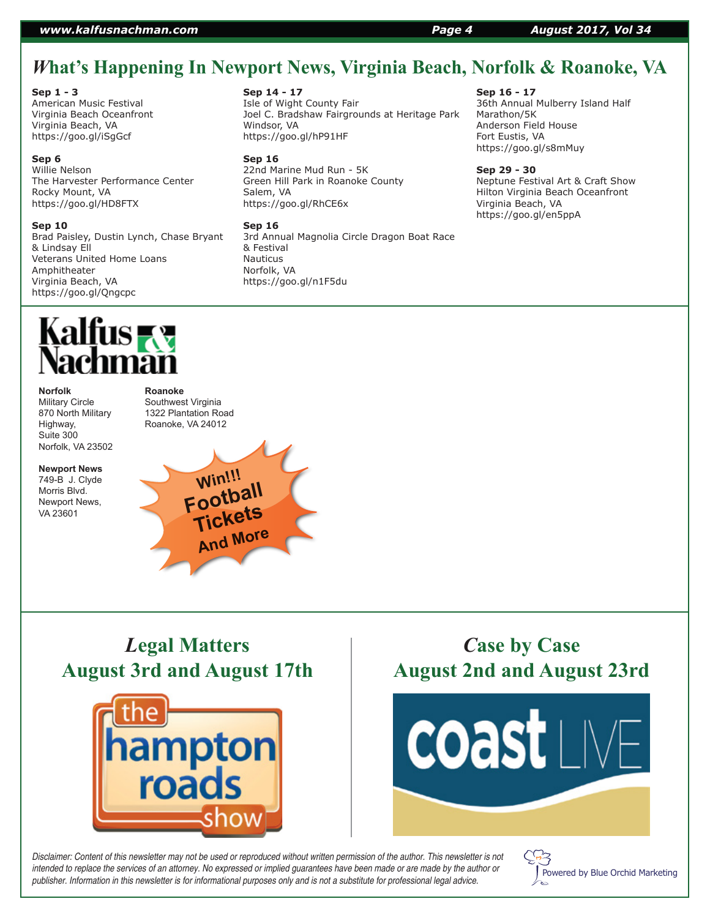# What's Happening In Newport News, Virginia Beach, Norfolk & Roanoke, VA

**Sep 1 - 3**
American Music Festival
Virginia Beach Oceanfront
Virginia Beach, VA
https://goo.gl/iSgGcf

**Sep 6**
Willie Nelson
The Harvester Performance Center
Rocky Mount, VA
https://goo.gl/HD8FTX

**Sep 10**
Brad Paisley, Dustin Lynch, Chase Bryant & Lindsay Ell
Veterans United Home Loans Amphitheater
Virginia Beach, VA
https://goo.gl/Qngcpc

**Sep 14 - 17**
Isle of Wight County Fair
Joel C. Bradshaw Fairgrounds at Heritage Park
Windsor, VA
https://goo.gl/hP91HF

**Sep 16**
22nd Marine Mud Run - 5K
Green Hill Park in Roanoke County
Salem, VA
https://goo.gl/RhCE6x

**Sep 16**
3rd Annual Magnolia Circle Dragon Boat Race & Festival
Nauticus
Norfolk, VA
https://goo.gl/n1F5du

**Sep 16 - 17**
36th Annual Mulberry Island Half Marathon/5K
Anderson Field House
Fort Eustis, VA
https://goo.gl/s8mMuy

**Sep 29 - 30**
Neptune Festival Art & Craft Show
Hilton Virginia Beach Oceanfront
Virginia Beach, VA
https://goo.gl/en5ppA

---

Kalfus & Nachman

**Norfolk**
Military Circle
870 North Military Highway,
Suite 300
Norfolk, VA 23502

**Newport News**
749-B J. Clyde Morris Blvd.
Newport News,
VA 23601

**Roanoke**
Southwest Virginia
1322 Plantation Road
Roanoke, VA 24012

Win!!! Football Tickets And More

---

## Legal Matters
## August 3rd and August 17th

the hampton roads show

## Case by Case
## August 2nd and August 23rd

coast LIVE

*Disclaimer: Content of this newsletter may not be used or reproduced without written permission of the author. This newsletter is not intended to replace the services of an attorney. No expressed or implied guarantees have been made or are made by the author or publisher. Information in this newsletter is for informational purposes only and is not a substitute for professional legal advice.*

Powered by Blue Orchid Marketing